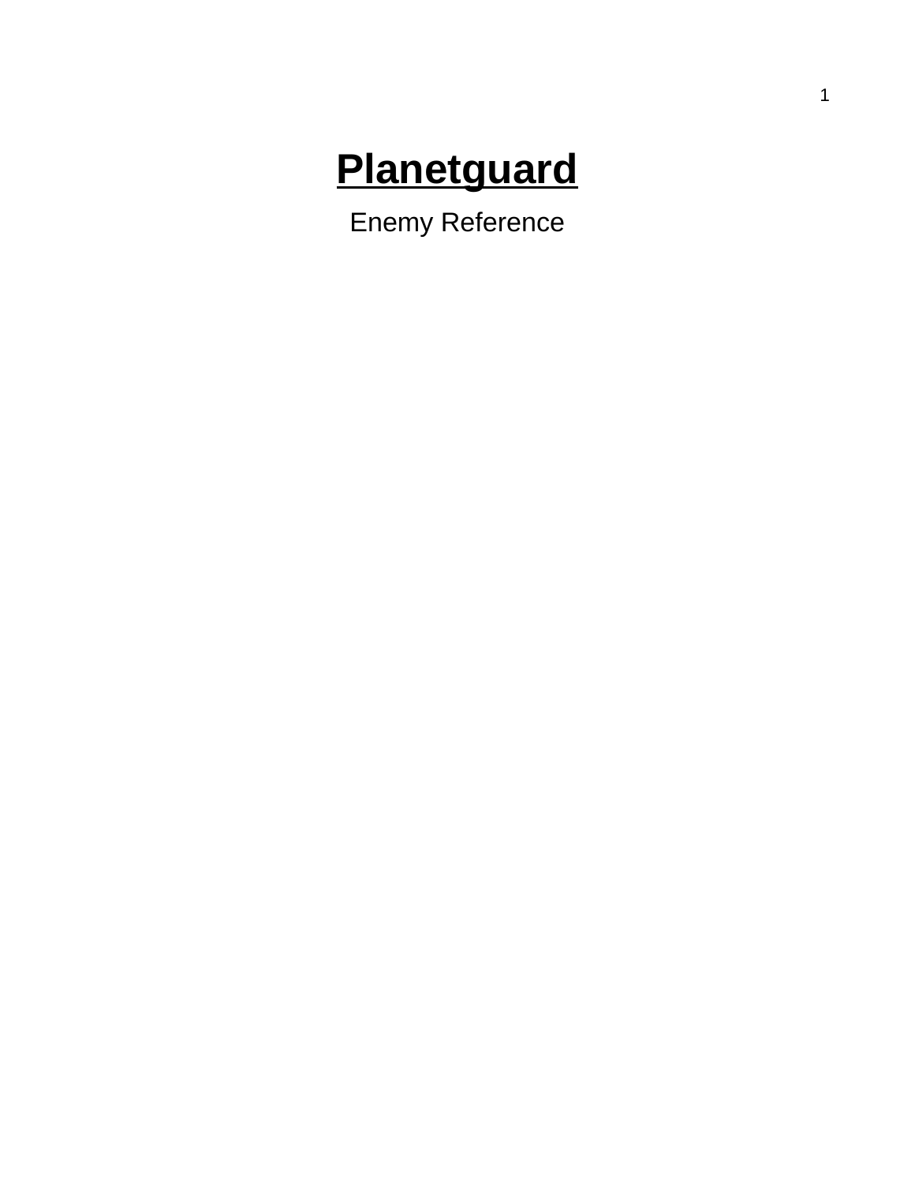# **Planetguard**

Enemy Reference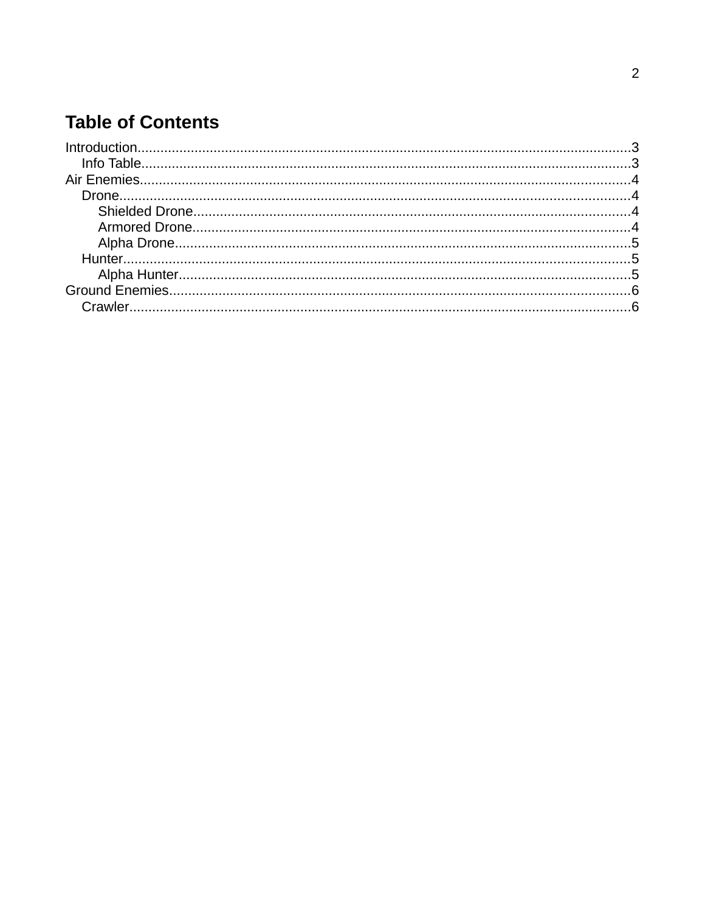# Table of Contents

- Introduction....................3
  - Info Table....................3
- Air Enemies....................4
  - Drone....................4
    - Shielded Drone....................4
    - Armored Drone....................4
    - Alpha Drone....................5
  - Hunter....................5
    - Alpha Hunter....................5
- Ground Enemies....................6
  - Crawler....................6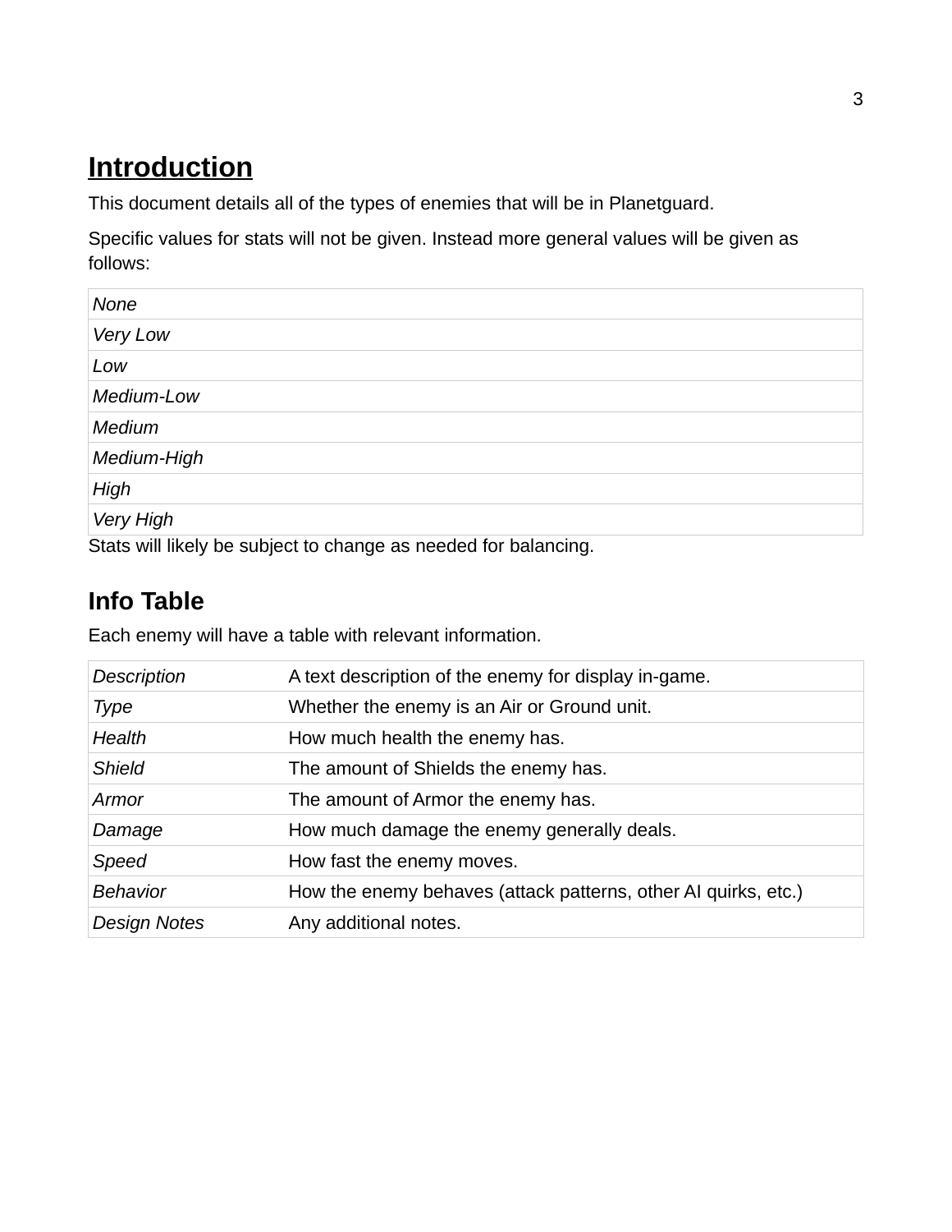# Introduction

This document details all of the types of enemies that will be in Planetguard.

Specific values for stats will not be given. Instead more general values will be given as follows:

| *None* |
| --- |
| *Very Low* |
| *Low* |
| *Medium-Low* |
| *Medium* |
| *Medium-High* |
| *High* |
| *Very High* |

Stats will likely be subject to change as needed for balancing.

## Info Table

Each enemy will have a table with relevant information.

| *Description* | A text description of the enemy for display in-game. |
| --- | --- |
| *Type* | Whether the enemy is an Air or Ground unit. |
| *Health* | How much health the enemy has. |
| *Shield* | The amount of Shields the enemy has. |
| *Armor* | The amount of Armor the enemy has. |
| *Damage* | How much damage the enemy generally deals. |
| *Speed* | How fast the enemy moves. |
| *Behavior* | How the enemy behaves (attack patterns, other AI quirks, etc.) |
| *Design Notes* | Any additional notes. |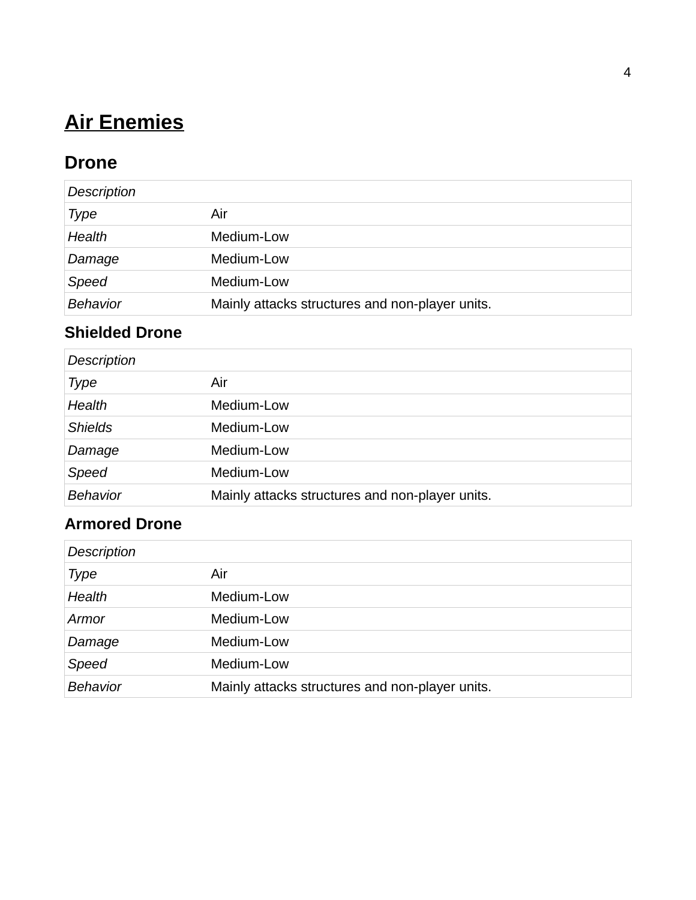# Air Enemies

## Drone

| *Description* | |
|---|---|
| *Type* | Air |
| *Health* | Medium-Low |
| *Damage* | Medium-Low |
| *Speed* | Medium-Low |
| *Behavior* | Mainly attacks structures and non-player units. |

### Shielded Drone

| *Description* | |
|---|---|
| *Type* | Air |
| *Health* | Medium-Low |
| *Shields* | Medium-Low |
| *Damage* | Medium-Low |
| *Speed* | Medium-Low |
| *Behavior* | Mainly attacks structures and non-player units. |

### Armored Drone

| *Description* | |
|---|---|
| *Type* | Air |
| *Health* | Medium-Low |
| *Armor* | Medium-Low |
| *Damage* | Medium-Low |
| *Speed* | Medium-Low |
| *Behavior* | Mainly attacks structures and non-player units. |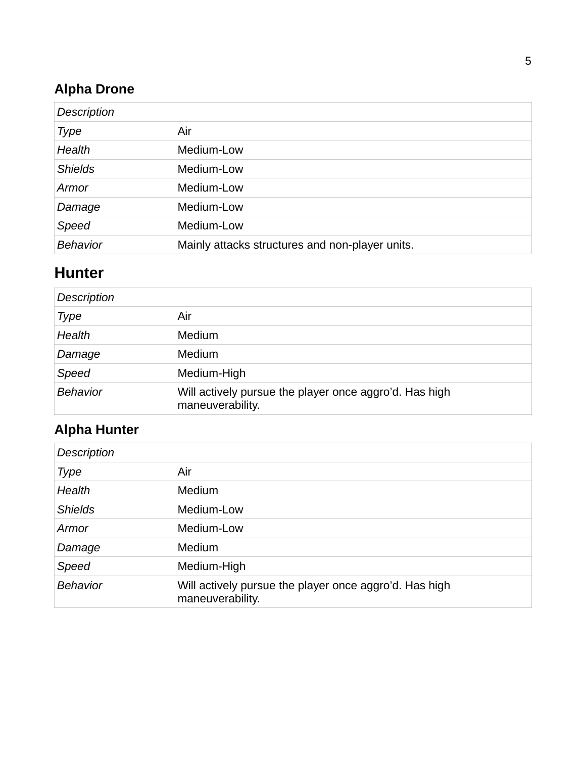### Alpha Drone

| *Description* | |
|---|---|
| *Type* | Air |
| *Health* | Medium-Low |
| *Shields* | Medium-Low |
| *Armor* | Medium-Low |
| *Damage* | Medium-Low |
| *Speed* | Medium-Low |
| *Behavior* | Mainly attacks structures and non-player units. |

## Hunter

| *Description* | |
|---|---|
| *Type* | Air |
| *Health* | Medium |
| *Damage* | Medium |
| *Speed* | Medium-High |
| *Behavior* | Will actively pursue the player once aggro'd. Has high maneuverability. |

### Alpha Hunter

| *Description* | |
|---|---|
| *Type* | Air |
| *Health* | Medium |
| *Shields* | Medium-Low |
| *Armor* | Medium-Low |
| *Damage* | Medium |
| *Speed* | Medium-High |
| *Behavior* | Will actively pursue the player once aggro'd. Has high maneuverability. |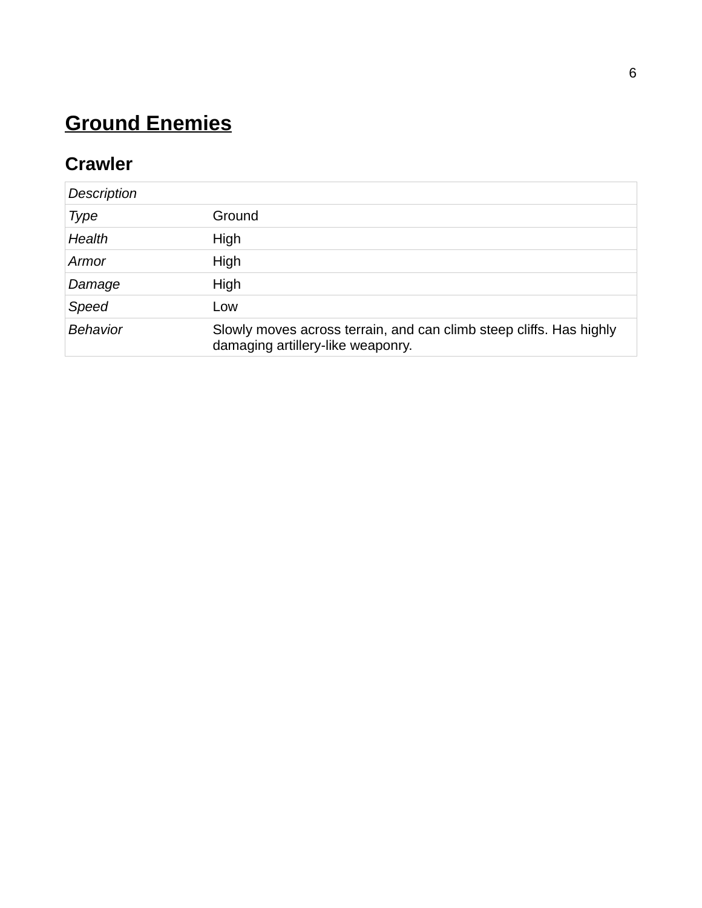# Ground Enemies

## Crawler

| | |
|---|---|
| *Description* | |
| *Type* | Ground |
| *Health* | High |
| *Armor* | High |
| *Damage* | High |
| *Speed* | Low |
| *Behavior* | Slowly moves across terrain, and can climb steep cliffs. Has highly damaging artillery-like weaponry. |